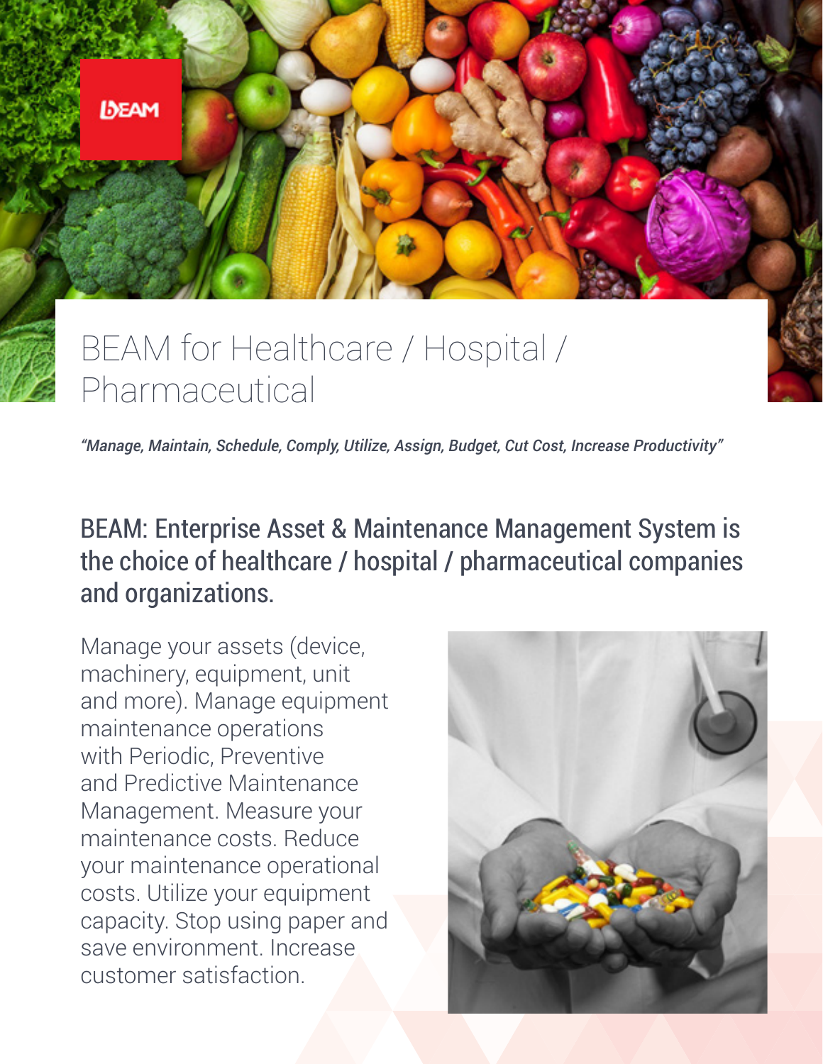# BEAM for Healthcare / Hospital / Pharmaceutical

*"Manage, Maintain, Schedule, Comply, Utilize, Assign, Budget, Cut Cost, Increase Productivity"*

## BEAM: Enterprise Asset & Maintenance Management System is the choice of healthcare / hospital / pharmaceutical companies and organizations.

Manage your assets (device, machinery, equipment, unit and more). Manage equipment maintenance operations with Periodic, Preventive and Predictive Maintenance Management. Measure your maintenance costs. Reduce your maintenance operational costs. Utilize your equipment capacity. Stop using paper and save environment. Increase customer satisfaction.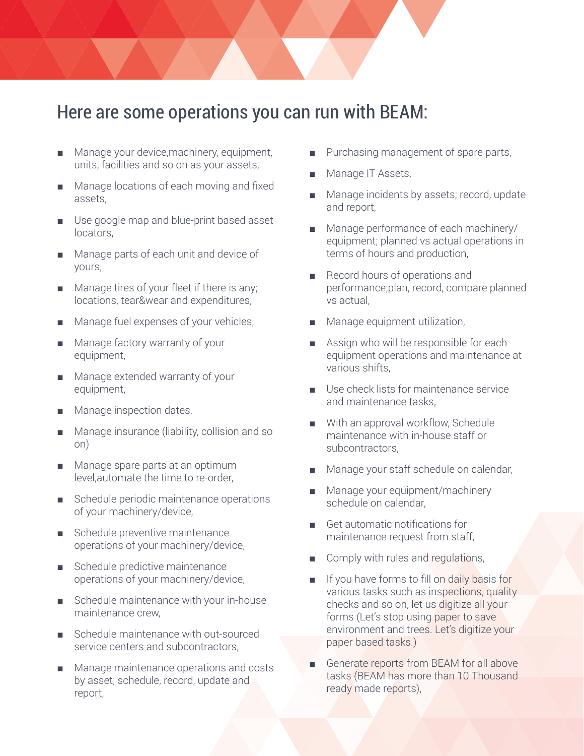## Here are some operations you can run with BEAM:

- Manage your device,machinery, equipment, units, facilities and so on as your assets,
- Manage locations of each moving and fixed assets,
- Use google map and blue-print based asset locators,
- Manage parts of each unit and device of yours,
- Manage tires of your fleet if there is any; locations, tear&wear and expenditures,
- Manage fuel expenses of your vehicles,
- Manage factory warranty of your equipment,
- Manage extended warranty of your equipment,
- Manage inspection dates,
- Manage insurance (liability, collision and so on)
- Manage spare parts at an optimum level,automate the time to re-order,
- Schedule periodic maintenance operations of your machinery/device,
- Schedule preventive maintenance operations of your machinery/device,
- Schedule predictive maintenance operations of your machinery/device,
- Schedule maintenance with your in-house maintenance crew,
- Schedule maintenance with out-sourced service centers and subcontractors,
- Manage maintenance operations and costs by asset; schedule, record, update and report,
- Purchasing management of spare parts,
- Manage IT Assets,
- Manage incidents by assets; record, update and report,
- Manage performance of each machinery/equipment; planned vs actual operations in terms of hours and production,
- Record hours of operations and performance;plan, record, compare planned vs actual,
- Manage equipment utilization,
- Assign who will be responsible for each equipment operations and maintenance at various shifts,
- Use check lists for maintenance service and maintenance tasks,
- With an approval workflow, Schedule maintenance with in-house staff or subcontractors,
- Manage your staff schedule on calendar,
- Manage your equipment/machinery schedule on calendar,
- Get automatic notifications for maintenance request from staff,
- Comply with rules and regulations,
- If you have forms to fill on daily basis for various tasks such as inspections, quality checks and so on, let us digitize all your forms (Let's stop using paper to save environment and trees. Let's digitize your paper based tasks.)
- Generate reports from BEAM for all above tasks (BEAM has more than 10 Thousand ready made reports),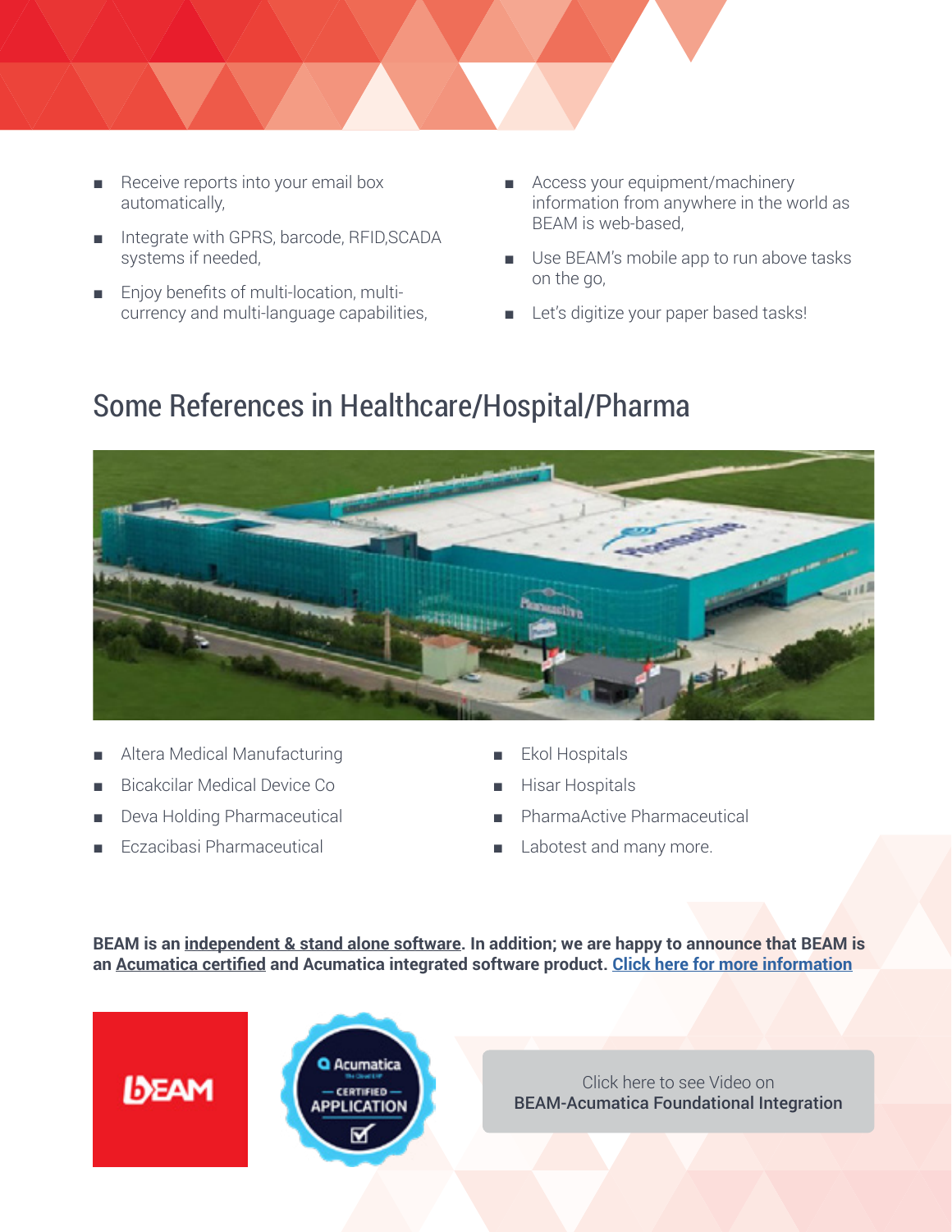- Receive reports into your email box automatically,
- Integrate with GPRS, barcode, RFID,SCADA systems if needed,
- Enjoy benefits of multi-location, multi-currency and multi-language capabilities,
- Access your equipment/machinery information from anywhere in the world as BEAM is web-based,
- Use BEAM's mobile app to run above tasks on the go,
- Let's digitize your paper based tasks!

## Some References in Healthcare/Hospital/Pharma

- Altera Medical Manufacturing
- Bicakcilar Medical Device Co
- Deva Holding Pharmaceutical
- Eczacibasi Pharmaceutical
- Ekol Hospitals
- Hisar Hospitals
- PharmaActive Pharmaceutical
- Labotest and many more.

**BEAM is an <u>independent & stand alone software</u>. In addition; we are happy to announce that BEAM is an <u>Acumatica certified</u> and Acumatica integrated software product. [Click here for more information]()**

Click here to see Video on
**BEAM-Acumatica Foundational Integration**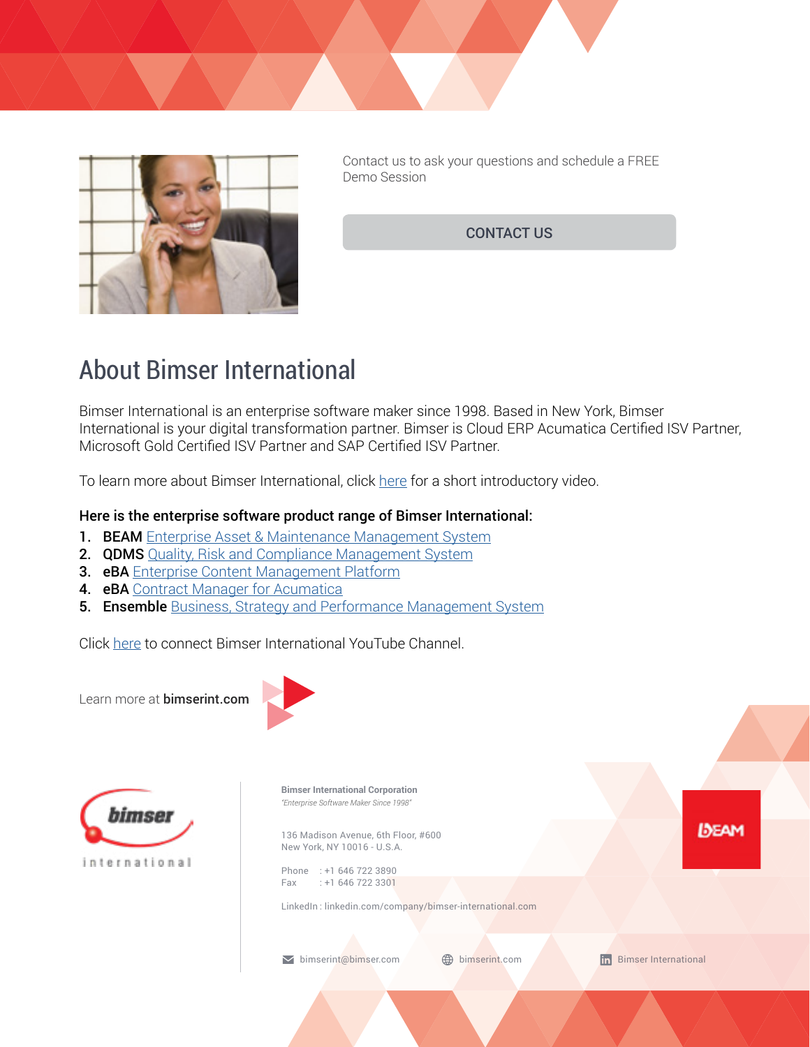Contact us to ask your questions and schedule a FREE Demo Session

CONTACT US

## About Bimser International

Bimser International is an enterprise software maker since 1998. Based in New York, Bimser International is your digital transformation partner. Bimser is Cloud ERP Acumatica Certified ISV Partner, Microsoft Gold Certified ISV Partner and SAP Certified ISV Partner.

To learn more about Bimser International, click here for a short introductory video.

**Here is the enterprise software product range of Bimser International:**

1. **BEAM** Enterprise Asset & Maintenance Management System
2. **QDMS** Quality, Risk and Compliance Management System
3. **eBA** Enterprise Content Management Platform
4. **eBA** Contract Manager for Acumatica
5. **Ensemble** Business, Strategy and Performance Management System

Click here to connect Bimser International YouTube Channel.

Learn more at **bimserint.com**

bimser international

**Bimser International Corporation**
*"Enterprise Software Maker Since 1998"*

136 Madison Avenue, 6th Floor, #600
New York, NY 10016 - U.S.A.

Phone : +1 646 722 3890
Fax : +1 646 722 3301

LinkedIn : linkedin.com/company/bimser-international

bimserint@bimser.com

bimserint.com

Bimser International

BEAM